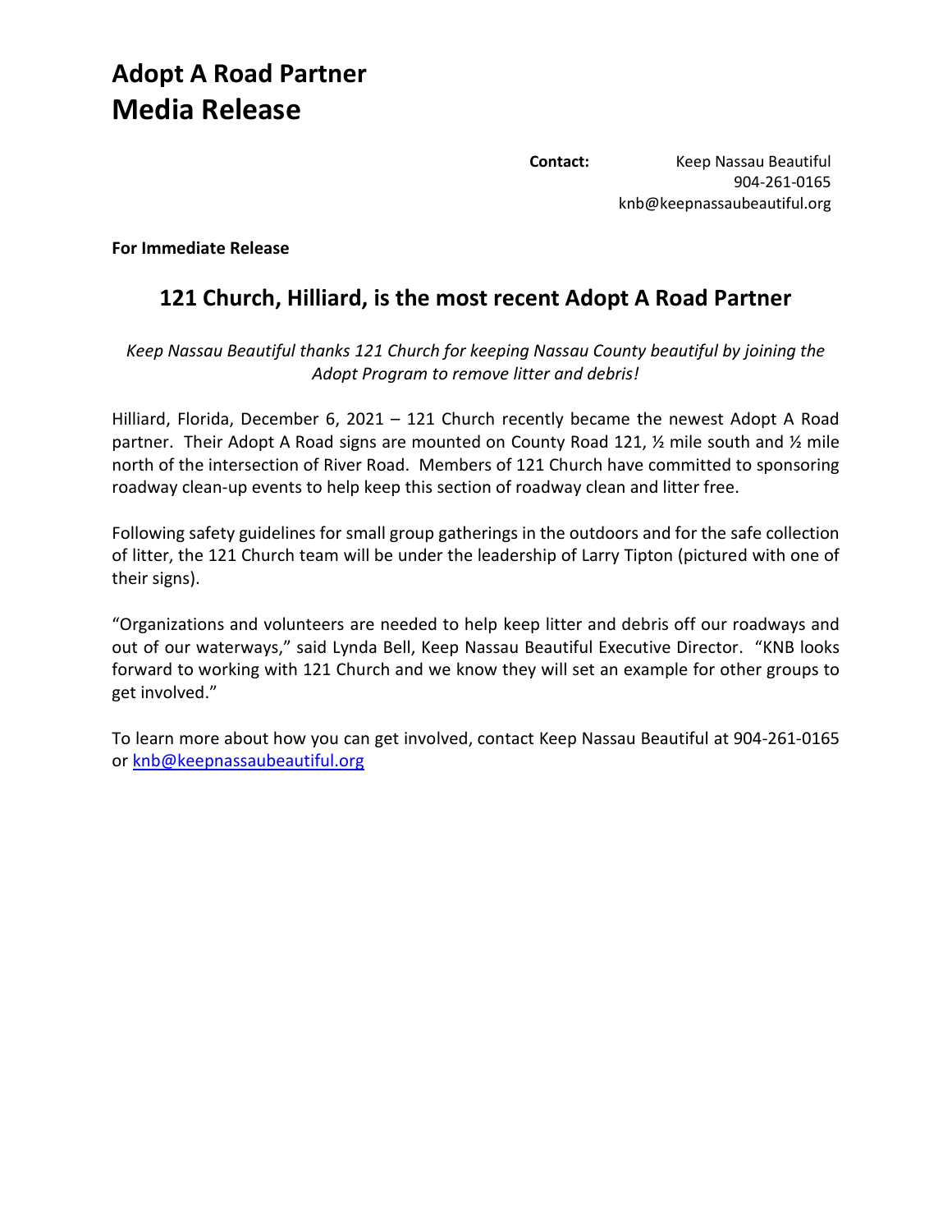# Adopt A Road Partner
# Media Release

**Contact:** Keep Nassau Beautiful
904-261-0165
knb@keepnassaubeautiful.org

**For Immediate Release**

## 121 Church, Hilliard, is the most recent Adopt A Road Partner

*Keep Nassau Beautiful thanks 121 Church for keeping Nassau County beautiful by joining the Adopt Program to remove litter and debris!*

Hilliard, Florida, December 6, 2021 – 121 Church recently became the newest Adopt A Road partner. Their Adopt A Road signs are mounted on County Road 121, ½ mile south and ½ mile north of the intersection of River Road. Members of 121 Church have committed to sponsoring roadway clean-up events to help keep this section of roadway clean and litter free.

Following safety guidelines for small group gatherings in the outdoors and for the safe collection of litter, the 121 Church team will be under the leadership of Larry Tipton (pictured with one of their signs).

"Organizations and volunteers are needed to help keep litter and debris off our roadways and out of our waterways," said Lynda Bell, Keep Nassau Beautiful Executive Director. "KNB looks forward to working with 121 Church and we know they will set an example for other groups to get involved."

To learn more about how you can get involved, contact Keep Nassau Beautiful at 904-261-0165 or [knb@keepnassaubeautiful.org](mailto:knb@keepnassaubeautiful.org)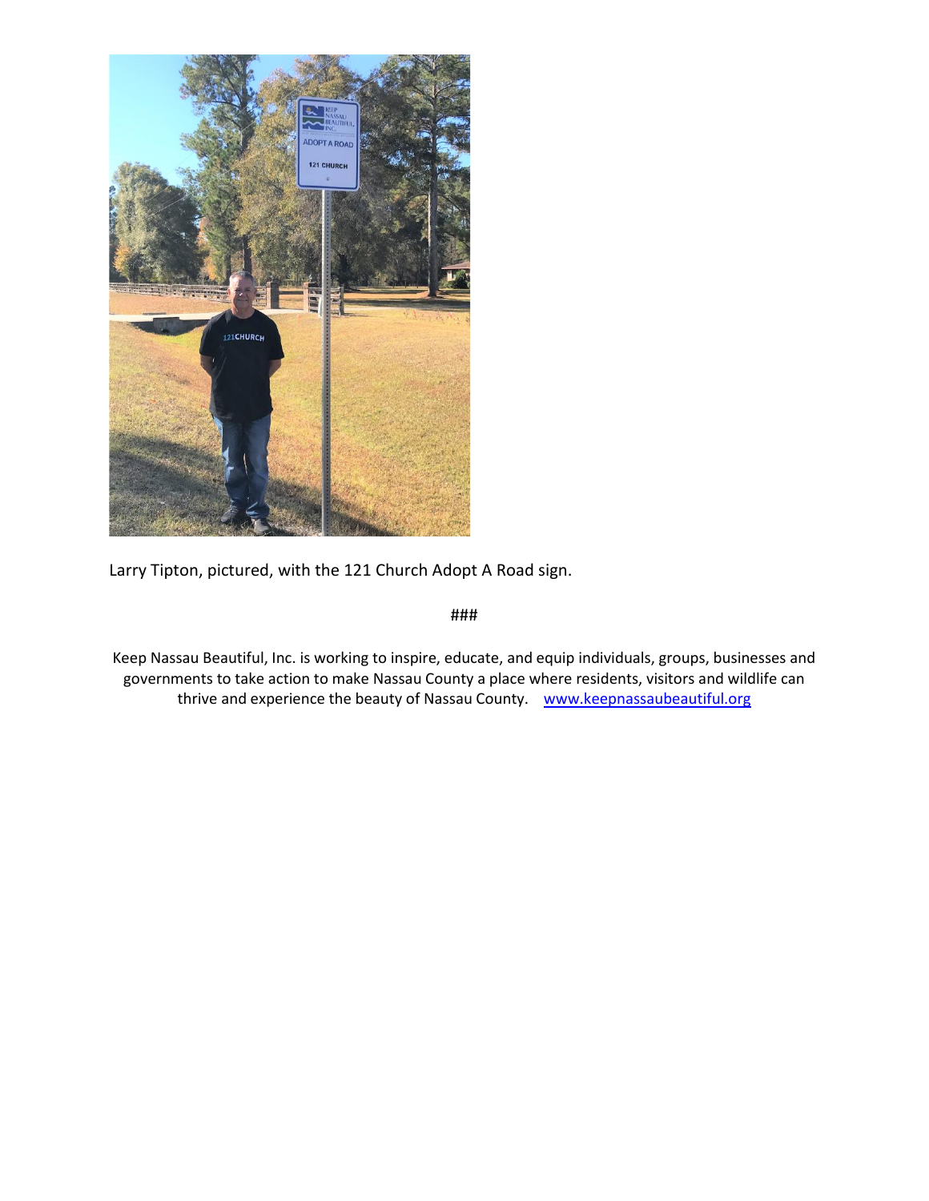Larry Tipton, pictured, with the 121 Church Adopt A Road sign.

###

Keep Nassau Beautiful, Inc. is working to inspire, educate, and equip individuals, groups, businesses and governments to take action to make Nassau County a place where residents, visitors and wildlife can thrive and experience the beauty of Nassau County. www.keepnassaubeautiful.org